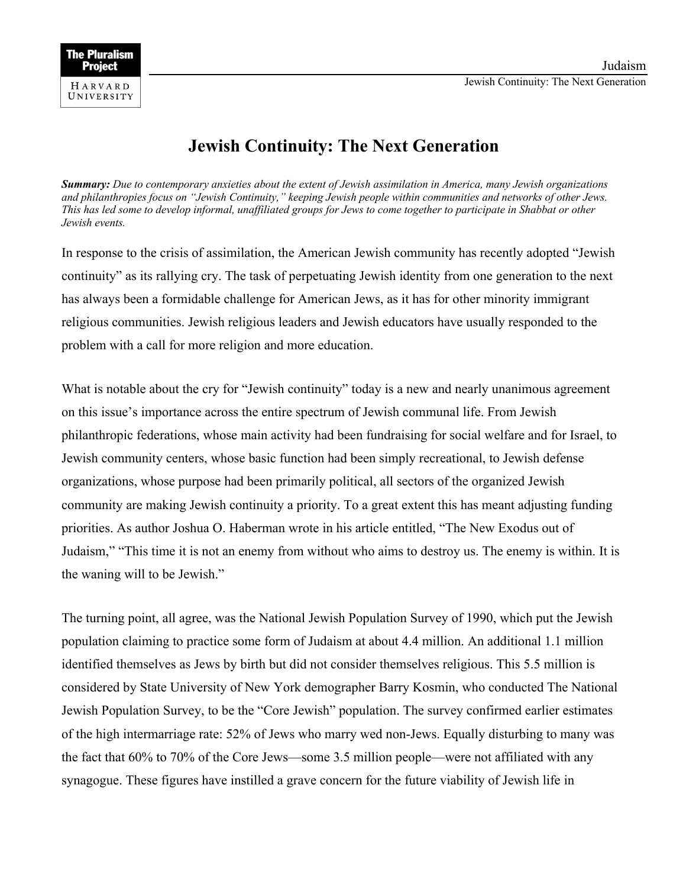# Jewish Continuity: The Next Generation

***Summary:*** *Due to contemporary anxieties about the extent of Jewish assimilation in America, many Jewish organizations and philanthropies focus on "Jewish Continuity," keeping Jewish people within communities and networks of other Jews. This has led some to develop informal, unaffiliated groups for Jews to come together to participate in Shabbat or other Jewish events.*

In response to the crisis of assimilation, the American Jewish community has recently adopted "Jewish continuity" as its rallying cry. The task of perpetuating Jewish identity from one generation to the next has always been a formidable challenge for American Jews, as it has for other minority immigrant religious communities. Jewish religious leaders and Jewish educators have usually responded to the problem with a call for more religion and more education.

What is notable about the cry for "Jewish continuity" today is a new and nearly unanimous agreement on this issue's importance across the entire spectrum of Jewish communal life. From Jewish philanthropic federations, whose main activity had been fundraising for social welfare and for Israel, to Jewish community centers, whose basic function had been simply recreational, to Jewish defense organizations, whose purpose had been primarily political, all sectors of the organized Jewish community are making Jewish continuity a priority. To a great extent this has meant adjusting funding priorities. As author Joshua O. Haberman wrote in his article entitled, "The New Exodus out of Judaism," "This time it is not an enemy from without who aims to destroy us. The enemy is within. It is the waning will to be Jewish."

The turning point, all agree, was the National Jewish Population Survey of 1990, which put the Jewish population claiming to practice some form of Judaism at about 4.4 million. An additional 1.1 million identified themselves as Jews by birth but did not consider themselves religious. This 5.5 million is considered by State University of New York demographer Barry Kosmin, who conducted The National Jewish Population Survey, to be the "Core Jewish" population. The survey confirmed earlier estimates of the high intermarriage rate: 52% of Jews who marry wed non-Jews. Equally disturbing to many was the fact that 60% to 70% of the Core Jews—some 3.5 million people—were not affiliated with any synagogue. These figures have instilled a grave concern for the future viability of Jewish life in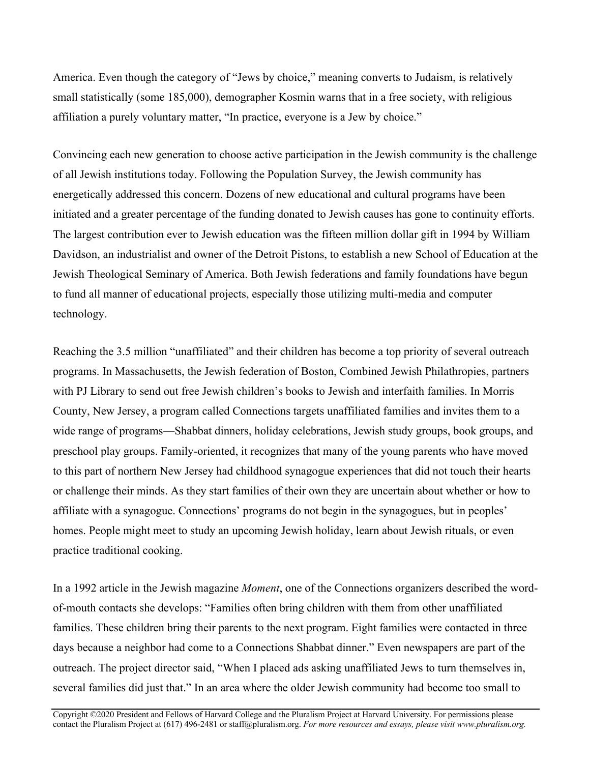America. Even though the category of "Jews by choice," meaning converts to Judaism, is relatively small statistically (some 185,000), demographer Kosmin warns that in a free society, with religious affiliation a purely voluntary matter, "In practice, everyone is a Jew by choice."

Convincing each new generation to choose active participation in the Jewish community is the challenge of all Jewish institutions today. Following the Population Survey, the Jewish community has energetically addressed this concern. Dozens of new educational and cultural programs have been initiated and a greater percentage of the funding donated to Jewish causes has gone to continuity efforts. The largest contribution ever to Jewish education was the fifteen million dollar gift in 1994 by William Davidson, an industrialist and owner of the Detroit Pistons, to establish a new School of Education at the Jewish Theological Seminary of America. Both Jewish federations and family foundations have begun to fund all manner of educational projects, especially those utilizing multi-media and computer technology.

Reaching the 3.5 million "unaffiliated" and their children has become a top priority of several outreach programs. In Massachusetts, the Jewish federation of Boston, Combined Jewish Philathropies, partners with PJ Library to send out free Jewish children's books to Jewish and interfaith families. In Morris County, New Jersey, a program called Connections targets unaffiliated families and invites them to a wide range of programs—Shabbat dinners, holiday celebrations, Jewish study groups, book groups, and preschool play groups. Family-oriented, it recognizes that many of the young parents who have moved to this part of northern New Jersey had childhood synagogue experiences that did not touch their hearts or challenge their minds. As they start families of their own they are uncertain about whether or how to affiliate with a synagogue. Connections' programs do not begin in the synagogues, but in peoples' homes. People might meet to study an upcoming Jewish holiday, learn about Jewish rituals, or even practice traditional cooking.

In a 1992 article in the Jewish magazine *Moment*, one of the Connections organizers described the word-of-mouth contacts she develops: "Families often bring children with them from other unaffiliated families. These children bring their parents to the next program. Eight families were contacted in three days because a neighbor had come to a Connections Shabbat dinner." Even newspapers are part of the outreach. The project director said, "When I placed ads asking unaffiliated Jews to turn themselves in, several families did just that." In an area where the older Jewish community had become too small to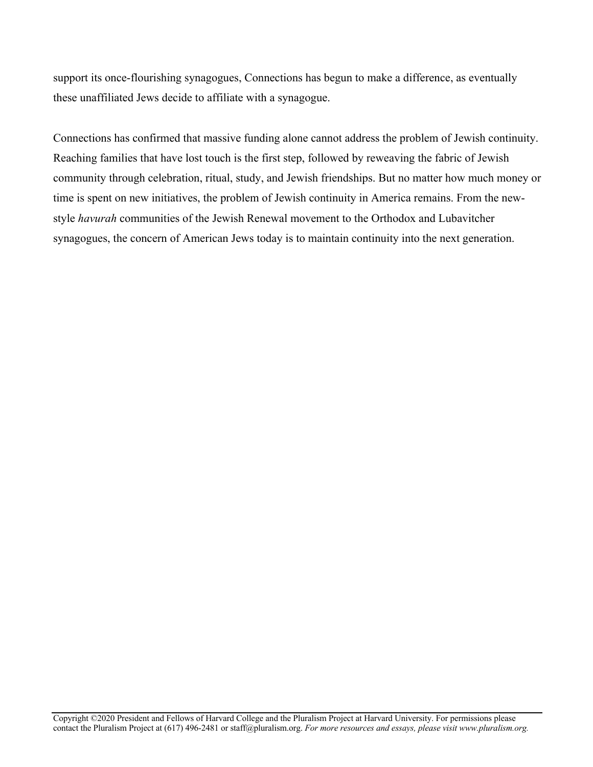support its once-flourishing synagogues, Connections has begun to make a difference, as eventually these unaffiliated Jews decide to affiliate with a synagogue.

Connections has confirmed that massive funding alone cannot address the problem of Jewish continuity. Reaching families that have lost touch is the first step, followed by reweaving the fabric of Jewish community through celebration, ritual, study, and Jewish friendships. But no matter how much money or time is spent on new initiatives, the problem of Jewish continuity in America remains. From the new-style *havurah* communities of the Jewish Renewal movement to the Orthodox and Lubavitcher synagogues, the concern of American Jews today is to maintain continuity into the next generation.

Copyright ©2020 President and Fellows of Harvard College and the Pluralism Project at Harvard University. For permissions please contact the Pluralism Project at (617) 496-2481 or staff@pluralism.org. *For more resources and essays, please visit www.pluralism.org.*